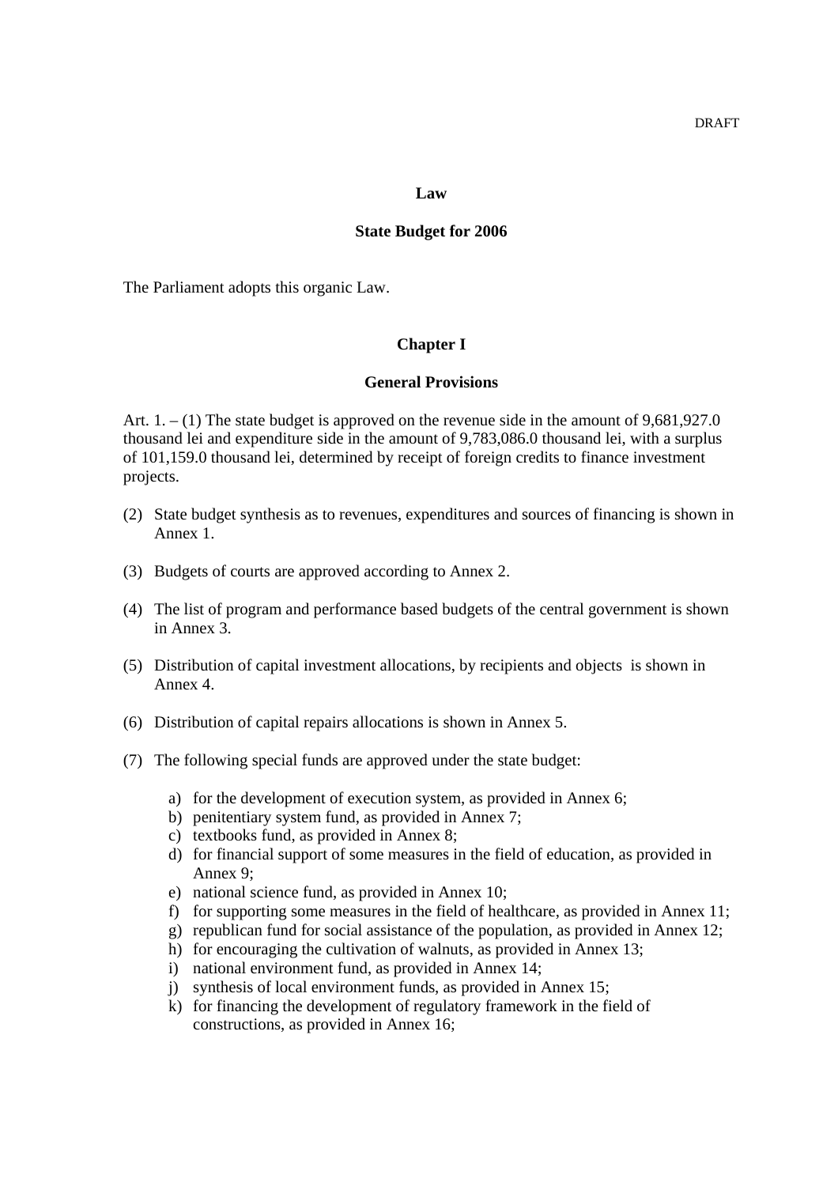DRAFT

# Law

## State Budget for 2006

The Parliament adopts this organic Law.

## Chapter I

## General Provisions

Art. 1. – (1) The state budget is approved on the revenue side in the amount of 9,681,927.0 thousand lei and expenditure side in the amount of 9,783,086.0 thousand lei, with a surplus of 101,159.0 thousand lei, determined by receipt of foreign credits to finance investment projects.

(2) State budget synthesis as to revenues, expenditures and sources of financing is shown in Annex 1.

(3) Budgets of courts are approved according to Annex 2.

(4) The list of program and performance based budgets of the central government is shown in Annex 3.

(5) Distribution of capital investment allocations, by recipients and objects is shown in Annex 4.

(6) Distribution of capital repairs allocations is shown in Annex 5.

(7) The following special funds are approved under the state budget:

a) for the development of execution system, as provided in Annex 6;
b) penitentiary system fund, as provided in Annex 7;
c) textbooks fund, as provided in Annex 8;
d) for financial support of some measures in the field of education, as provided in Annex 9;
e) national science fund, as provided in Annex 10;
f) for supporting some measures in the field of healthcare, as provided in Annex 11;
g) republican fund for social assistance of the population, as provided in Annex 12;
h) for encouraging the cultivation of walnuts, as provided in Annex 13;
i) national environment fund, as provided in Annex 14;
j) synthesis of local environment funds, as provided in Annex 15;
k) for financing the development of regulatory framework in the field of constructions, as provided in Annex 16;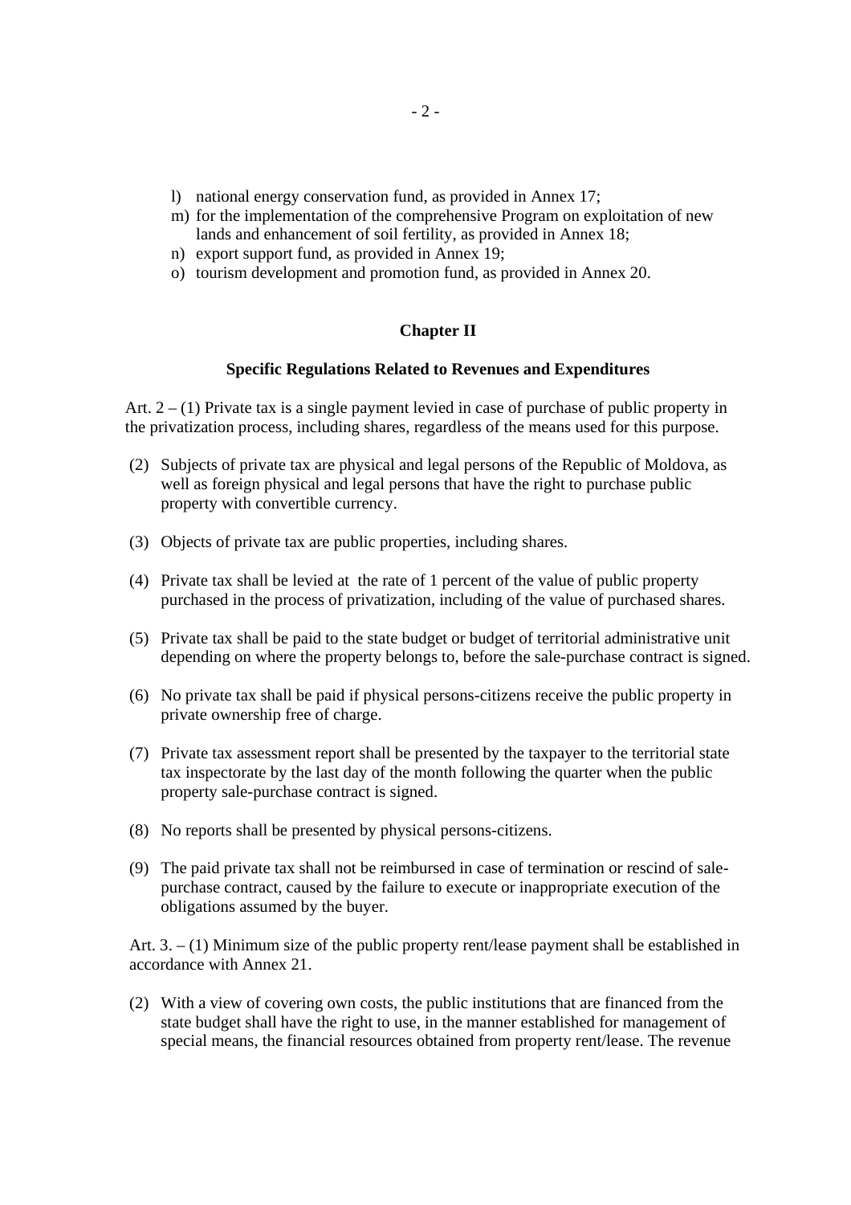l) national energy conservation fund, as provided in Annex 17;
m) for the implementation of the comprehensive Program on exploitation of new lands and enhancement of soil fertility, as provided in Annex 18;
n) export support fund, as provided in Annex 19;
o) tourism development and promotion fund, as provided in Annex 20.

## Chapter II

### Specific Regulations Related to Revenues and Expenditures

Art. 2 – (1) Private tax is a single payment levied in case of purchase of public property in the privatization process, including shares, regardless of the means used for this purpose.

(2) Subjects of private tax are physical and legal persons of the Republic of Moldova, as well as foreign physical and legal persons that have the right to purchase public property with convertible currency.

(3) Objects of private tax are public properties, including shares.

(4) Private tax shall be levied at the rate of 1 percent of the value of public property purchased in the process of privatization, including of the value of purchased shares.

(5) Private tax shall be paid to the state budget or budget of territorial administrative unit depending on where the property belongs to, before the sale-purchase contract is signed.

(6) No private tax shall be paid if physical persons-citizens receive the public property in private ownership free of charge.

(7) Private tax assessment report shall be presented by the taxpayer to the territorial state tax inspectorate by the last day of the month following the quarter when the public property sale-purchase contract is signed.

(8) No reports shall be presented by physical persons-citizens.

(9) The paid private tax shall not be reimbursed in case of termination or rescind of sale-purchase contract, caused by the failure to execute or inappropriate execution of the obligations assumed by the buyer.

Art. 3. – (1) Minimum size of the public property rent/lease payment shall be established in accordance with Annex 21.

(2) With a view of covering own costs, the public institutions that are financed from the state budget shall have the right to use, in the manner established for management of special means, the financial resources obtained from property rent/lease. The revenue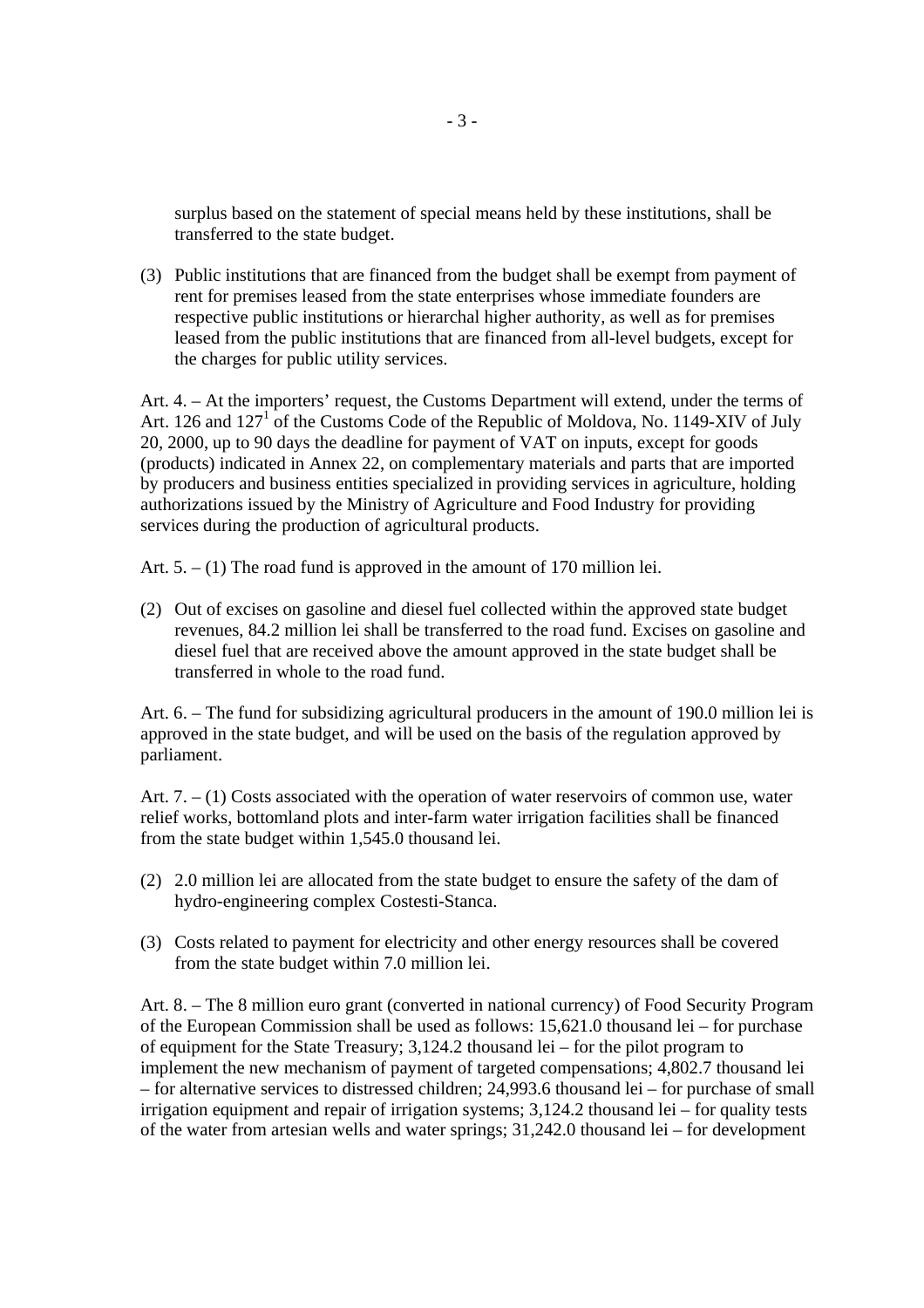surplus based on the statement of special means held by these institutions, shall be transferred to the state budget.

(3) Public institutions that are financed from the budget shall be exempt from payment of rent for premises leased from the state enterprises whose immediate founders are respective public institutions or hierarchal higher authority, as well as for premises leased from the public institutions that are financed from all-level budgets, except for the charges for public utility services.

Art. 4. – At the importers' request, the Customs Department will extend, under the terms of Art. 126 and 127[1] of the Customs Code of the Republic of Moldova, No. 1149-XIV of July 20, 2000, up to 90 days the deadline for payment of VAT on inputs, except for goods (products) indicated in Annex 22, on complementary materials and parts that are imported by producers and business entities specialized in providing services in agriculture, holding authorizations issued by the Ministry of Agriculture and Food Industry for providing services during the production of agricultural products.

Art. 5. – (1) The road fund is approved in the amount of 170 million lei.

(2) Out of excises on gasoline and diesel fuel collected within the approved state budget revenues, 84.2 million lei shall be transferred to the road fund. Excises on gasoline and diesel fuel that are received above the amount approved in the state budget shall be transferred in whole to the road fund.

Art. 6. – The fund for subsidizing agricultural producers in the amount of 190.0 million lei is approved in the state budget, and will be used on the basis of the regulation approved by parliament.

Art. 7. – (1) Costs associated with the operation of water reservoirs of common use, water relief works, bottomland plots and inter-farm water irrigation facilities shall be financed from the state budget within 1,545.0 thousand lei.

(2) 2.0 million lei are allocated from the state budget to ensure the safety of the dam of hydro-engineering complex Costesti-Stanca.

(3) Costs related to payment for electricity and other energy resources shall be covered from the state budget within 7.0 million lei.

Art. 8. – The 8 million euro grant (converted in national currency) of Food Security Program of the European Commission shall be used as follows: 15,621.0 thousand lei – for purchase of equipment for the State Treasury; 3,124.2 thousand lei – for the pilot program to implement the new mechanism of payment of targeted compensations; 4,802.7 thousand lei – for alternative services to distressed children; 24,993.6 thousand lei – for purchase of small irrigation equipment and repair of irrigation systems; 3,124.2 thousand lei – for quality tests of the water from artesian wells and water springs; 31,242.0 thousand lei – for development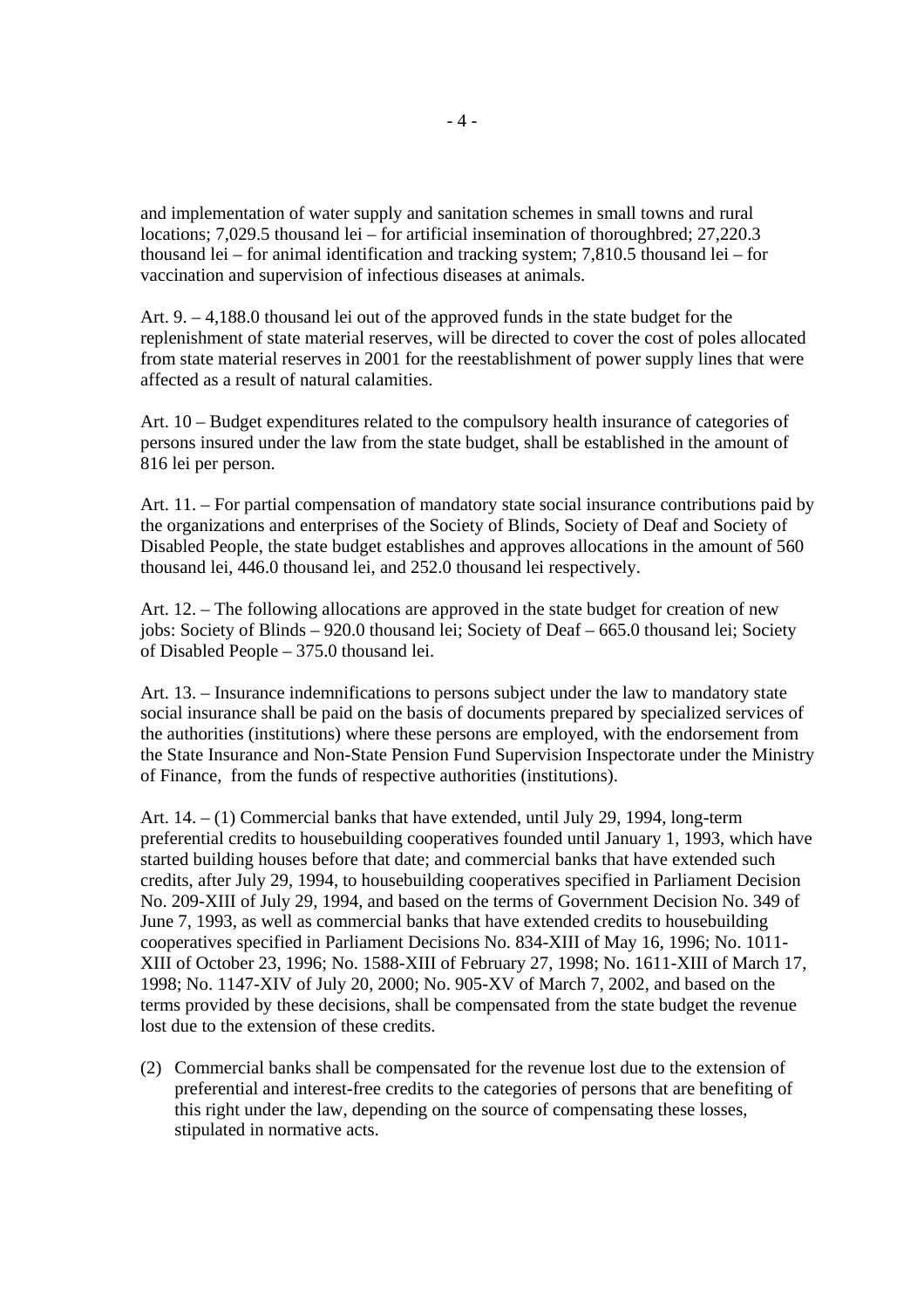and implementation of water supply and sanitation schemes in small towns and rural locations; 7,029.5 thousand lei – for artificial insemination of thoroughbred; 27,220.3 thousand lei – for animal identification and tracking system; 7,810.5 thousand lei – for vaccination and supervision of infectious diseases at animals.

Art. 9. – 4,188.0 thousand lei out of the approved funds in the state budget for the replenishment of state material reserves, will be directed to cover the cost of poles allocated from state material reserves in 2001 for the reestablishment of power supply lines that were affected as a result of natural calamities.

Art. 10 – Budget expenditures related to the compulsory health insurance of categories of persons insured under the law from the state budget, shall be established in the amount of 816 lei per person.

Art. 11. – For partial compensation of mandatory state social insurance contributions paid by the organizations and enterprises of the Society of Blinds, Society of Deaf and Society of Disabled People, the state budget establishes and approves allocations in the amount of 560 thousand lei, 446.0 thousand lei, and 252.0 thousand lei respectively.

Art. 12. – The following allocations are approved in the state budget for creation of new jobs: Society of Blinds – 920.0 thousand lei; Society of Deaf – 665.0 thousand lei; Society of Disabled People – 375.0 thousand lei.

Art. 13. – Insurance indemnifications to persons subject under the law to mandatory state social insurance shall be paid on the basis of documents prepared by specialized services of the authorities (institutions) where these persons are employed, with the endorsement from the State Insurance and Non-State Pension Fund Supervision Inspectorate under the Ministry of Finance, from the funds of respective authorities (institutions).

Art. 14. – (1) Commercial banks that have extended, until July 29, 1994, long-term preferential credits to housebuilding cooperatives founded until January 1, 1993, which have started building houses before that date; and commercial banks that have extended such credits, after July 29, 1994, to housebuilding cooperatives specified in Parliament Decision No. 209-XIII of July 29, 1994, and based on the terms of Government Decision No. 349 of June 7, 1993, as well as commercial banks that have extended credits to housebuilding cooperatives specified in Parliament Decisions No. 834-XIII of May 16, 1996; No. 1011-XIII of October 23, 1996; No. 1588-XIII of February 27, 1998; No. 1611-XIII of March 17, 1998; No. 1147-XIV of July 20, 2000; No. 905-XV of March 7, 2002, and based on the terms provided by these decisions, shall be compensated from the state budget the revenue lost due to the extension of these credits.

(2) Commercial banks shall be compensated for the revenue lost due to the extension of preferential and interest-free credits to the categories of persons that are benefiting of this right under the law, depending on the source of compensating these losses, stipulated in normative acts.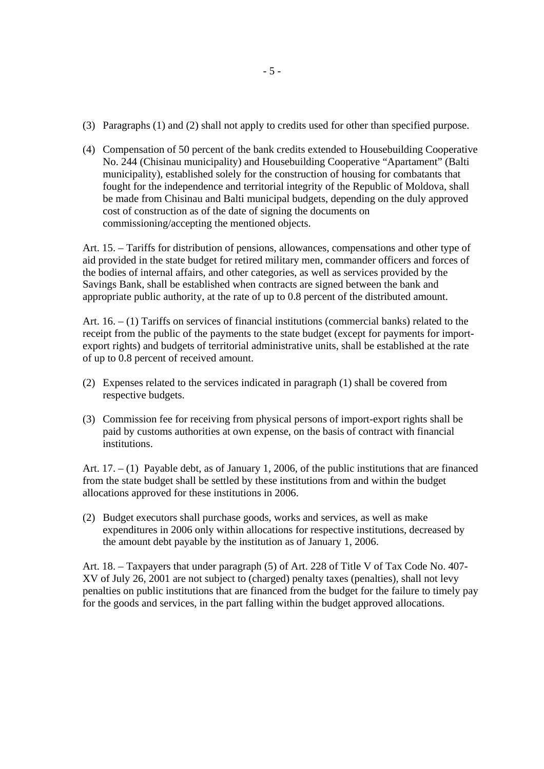(3) Paragraphs (1) and (2) shall not apply to credits used for other than specified purpose.

(4) Compensation of 50 percent of the bank credits extended to Housebuilding Cooperative No. 244 (Chisinau municipality) and Housebuilding Cooperative "Apartament" (Balti municipality), established solely for the construction of housing for combatants that fought for the independence and territorial integrity of the Republic of Moldova, shall be made from Chisinau and Balti municipal budgets, depending on the duly approved cost of construction as of the date of signing the documents on commissioning/accepting the mentioned objects.

Art. 15. – Tariffs for distribution of pensions, allowances, compensations and other type of aid provided in the state budget for retired military men, commander officers and forces of the bodies of internal affairs, and other categories, as well as services provided by the Savings Bank, shall be established when contracts are signed between the bank and appropriate public authority, at the rate of up to 0.8 percent of the distributed amount.

Art. 16. – (1) Tariffs on services of financial institutions (commercial banks) related to the receipt from the public of the payments to the state budget (except for payments for import-export rights) and budgets of territorial administrative units, shall be established at the rate of up to 0.8 percent of received amount.

(2) Expenses related to the services indicated in paragraph (1) shall be covered from respective budgets.

(3) Commission fee for receiving from physical persons of import-export rights shall be paid by customs authorities at own expense, on the basis of contract with financial institutions.

Art. 17. – (1) Payable debt, as of January 1, 2006, of the public institutions that are financed from the state budget shall be settled by these institutions from and within the budget allocations approved for these institutions in 2006.

(2) Budget executors shall purchase goods, works and services, as well as make expenditures in 2006 only within allocations for respective institutions, decreased by the amount debt payable by the institution as of January 1, 2006.

Art. 18. – Taxpayers that under paragraph (5) of Art. 228 of Title V of Tax Code No. 407-XV of July 26, 2001 are not subject to (charged) penalty taxes (penalties), shall not levy penalties on public institutions that are financed from the budget for the failure to timely pay for the goods and services, in the part falling within the budget approved allocations.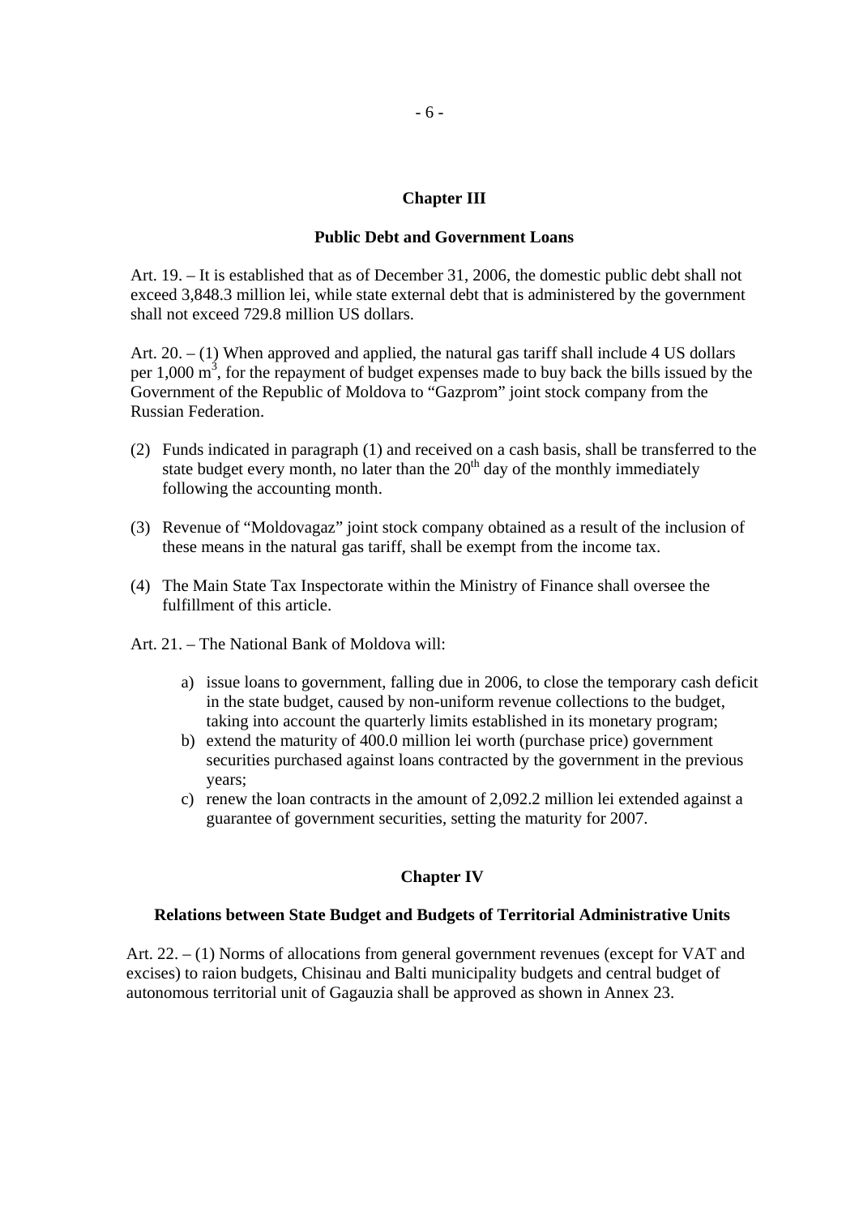## Chapter III

### Public Debt and Government Loans

Art. 19. – It is established that as of December 31, 2006, the domestic public debt shall not exceed 3,848.3 million lei, while state external debt that is administered by the government shall not exceed 729.8 million US dollars.

Art. 20. – (1) When approved and applied, the natural gas tariff shall include 4 US dollars per 1,000 $m^3$, for the repayment of budget expenses made to buy back the bills issued by the Government of the Republic of Moldova to "Gazprom" joint stock company from the Russian Federation.

(2) Funds indicated in paragraph (1) and received on a cash basis, shall be transferred to the state budget every month, no later than the 20th day of the monthly immediately following the accounting month.

(3) Revenue of "Moldovagaz" joint stock company obtained as a result of the inclusion of these means in the natural gas tariff, shall be exempt from the income tax.

(4) The Main State Tax Inspectorate within the Ministry of Finance shall oversee the fulfillment of this article.

Art. 21. – The National Bank of Moldova will:

a) issue loans to government, falling due in 2006, to close the temporary cash deficit in the state budget, caused by non-uniform revenue collections to the budget, taking into account the quarterly limits established in its monetary program;
b) extend the maturity of 400.0 million lei worth (purchase price) government securities purchased against loans contracted by the government in the previous years;
c) renew the loan contracts in the amount of 2,092.2 million lei extended against a guarantee of government securities, setting the maturity for 2007.

## Chapter IV

### Relations between State Budget and Budgets of Territorial Administrative Units

Art. 22. – (1) Norms of allocations from general government revenues (except for VAT and excises) to raion budgets, Chisinau and Balti municipality budgets and central budget of autonomous territorial unit of Gagauzia shall be approved as shown in Annex 23.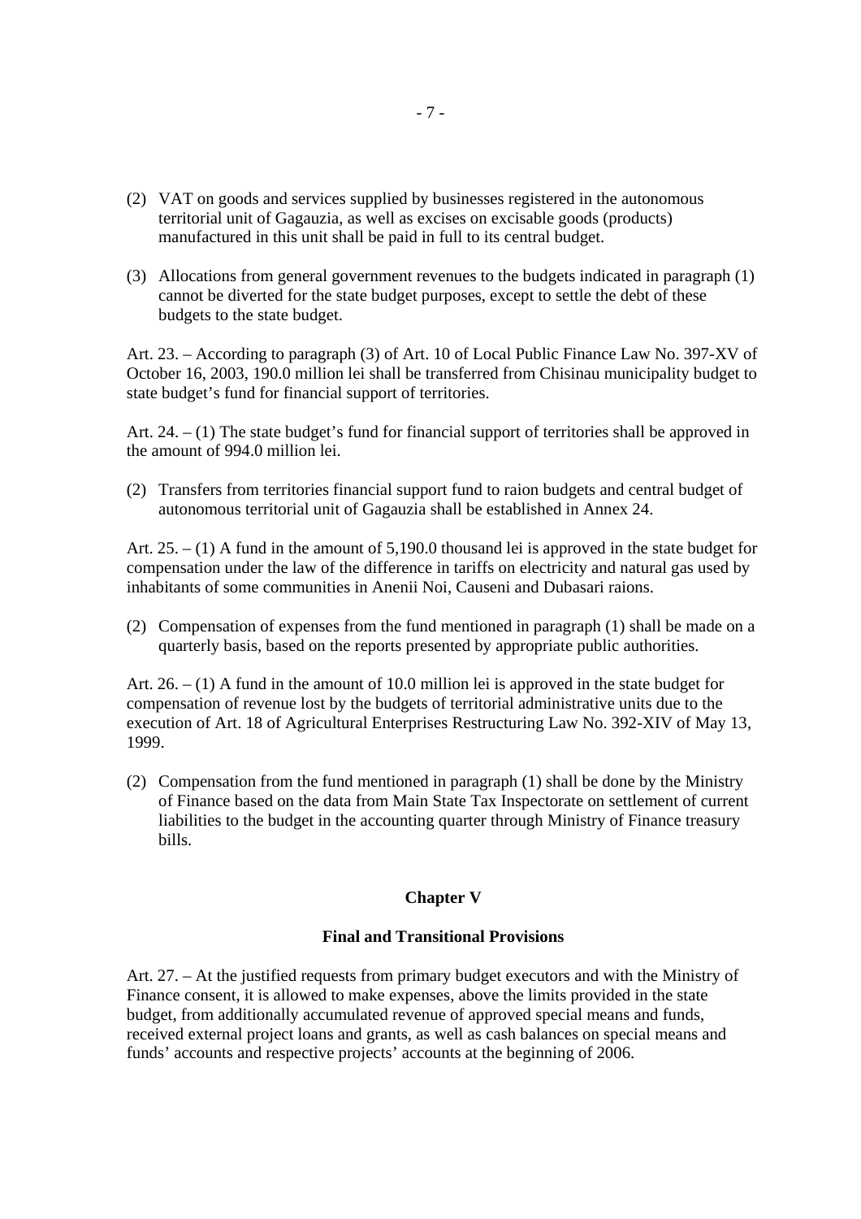(2) VAT on goods and services supplied by businesses registered in the autonomous territorial unit of Gagauzia, as well as excises on excisable goods (products) manufactured in this unit shall be paid in full to its central budget.

(3) Allocations from general government revenues to the budgets indicated in paragraph (1) cannot be diverted for the state budget purposes, except to settle the debt of these budgets to the state budget.

Art. 23. – According to paragraph (3) of Art. 10 of Local Public Finance Law No. 397-XV of October 16, 2003, 190.0 million lei shall be transferred from Chisinau municipality budget to state budget's fund for financial support of territories.

Art. 24. – (1) The state budget's fund for financial support of territories shall be approved in the amount of 994.0 million lei.

(2) Transfers from territories financial support fund to raion budgets and central budget of autonomous territorial unit of Gagauzia shall be established in Annex 24.

Art. 25. – (1) A fund in the amount of 5,190.0 thousand lei is approved in the state budget for compensation under the law of the difference in tariffs on electricity and natural gas used by inhabitants of some communities in Anenii Noi, Causeni and Dubasari raions.

(2) Compensation of expenses from the fund mentioned in paragraph (1) shall be made on a quarterly basis, based on the reports presented by appropriate public authorities.

Art. 26. – (1) A fund in the amount of 10.0 million lei is approved in the state budget for compensation of revenue lost by the budgets of territorial administrative units due to the execution of Art. 18 of Agricultural Enterprises Restructuring Law No. 392-XIV of May 13, 1999.

(2) Compensation from the fund mentioned in paragraph (1) shall be done by the Ministry of Finance based on the data from Main State Tax Inspectorate on settlement of current liabilities to the budget in the accounting quarter through Ministry of Finance treasury bills.

## Chapter V

## Final and Transitional Provisions

Art. 27. – At the justified requests from primary budget executors and with the Ministry of Finance consent, it is allowed to make expenses, above the limits provided in the state budget, from additionally accumulated revenue of approved special means and funds, received external project loans and grants, as well as cash balances on special means and funds' accounts and respective projects' accounts at the beginning of 2006.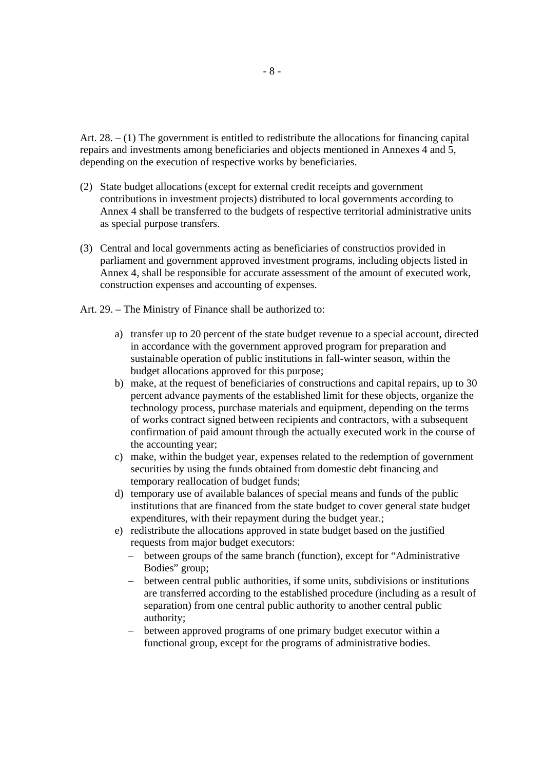Art. 28. – (1) The government is entitled to redistribute the allocations for financing capital repairs and investments among beneficiaries and objects mentioned in Annexes 4 and 5, depending on the execution of respective works by beneficiaries.

(2) State budget allocations (except for external credit receipts and government contributions in investment projects) distributed to local governments according to Annex 4 shall be transferred to the budgets of respective territorial administrative units as special purpose transfers.

(3) Central and local governments acting as beneficiaries of constructios provided in parliament and government approved investment programs, including objects listed in Annex 4, shall be responsible for accurate assessment of the amount of executed work, construction expenses and accounting of expenses.

Art. 29. – The Ministry of Finance shall be authorized to:

a) transfer up to 20 percent of the state budget revenue to a special account, directed in accordance with the government approved program for preparation and sustainable operation of public institutions in fall-winter season, within the budget allocations approved for this purpose;
b) make, at the request of beneficiaries of constructions and capital repairs, up to 30 percent advance payments of the established limit for these objects, organize the technology process, purchase materials and equipment, depending on the terms of works contract signed between recipients and contractors, with a subsequent confirmation of paid amount through the actually executed work in the course of the accounting year;
c) make, within the budget year, expenses related to the redemption of government securities by using the funds obtained from domestic debt financing and temporary reallocation of budget funds;
d) temporary use of available balances of special means and funds of the public institutions that are financed from the state budget to cover general state budget expenditures, with their repayment during the budget year.;
e) redistribute the allocations approved in state budget based on the justified requests from major budget executors:
   - between groups of the same branch (function), except for "Administrative Bodies" group;
   - between central public authorities, if some units, subdivisions or institutions are transferred according to the established procedure (including as a result of separation) from one central public authority to another central public authority;
   - between approved programs of one primary budget executor within a functional group, except for the programs of administrative bodies.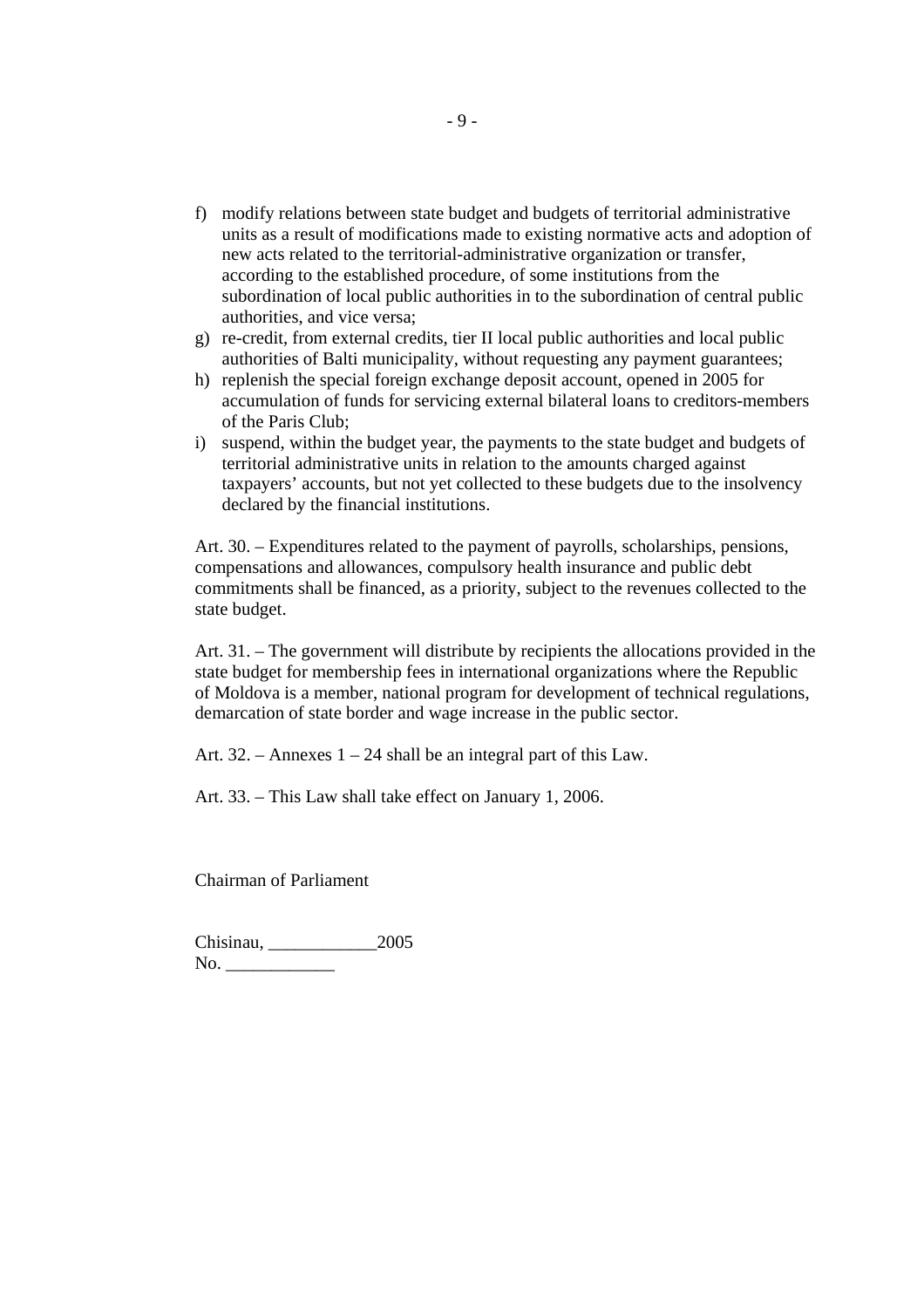f) modify relations between state budget and budgets of territorial administrative units as a result of modifications made to existing normative acts and adoption of new acts related to the territorial-administrative organization or transfer, according to the established procedure, of some institutions from the subordination of local public authorities in to the subordination of central public authorities, and vice versa;
g) re-credit, from external credits, tier II local public authorities and local public authorities of Balti municipality, without requesting any payment guarantees;
h) replenish the special foreign exchange deposit account, opened in 2005 for accumulation of funds for servicing external bilateral loans to creditors-members of the Paris Club;
i) suspend, within the budget year, the payments to the state budget and budgets of territorial administrative units in relation to the amounts charged against taxpayers' accounts, but not yet collected to these budgets due to the insolvency declared by the financial institutions.

Art. 30. – Expenditures related to the payment of payrolls, scholarships, pensions, compensations and allowances, compulsory health insurance and public debt commitments shall be financed, as a priority, subject to the revenues collected to the state budget.

Art. 31. – The government will distribute by recipients the allocations provided in the state budget for membership fees in international organizations where the Republic of Moldova is a member, national program for development of technical regulations, demarcation of state border and wage increase in the public sector.

Art. 32. – Annexes 1 – 24 shall be an integral part of this Law.

Art. 33. – This Law shall take effect on January 1, 2006.

Chairman of Parliament

Chisinau, ____________2005
No. ____________